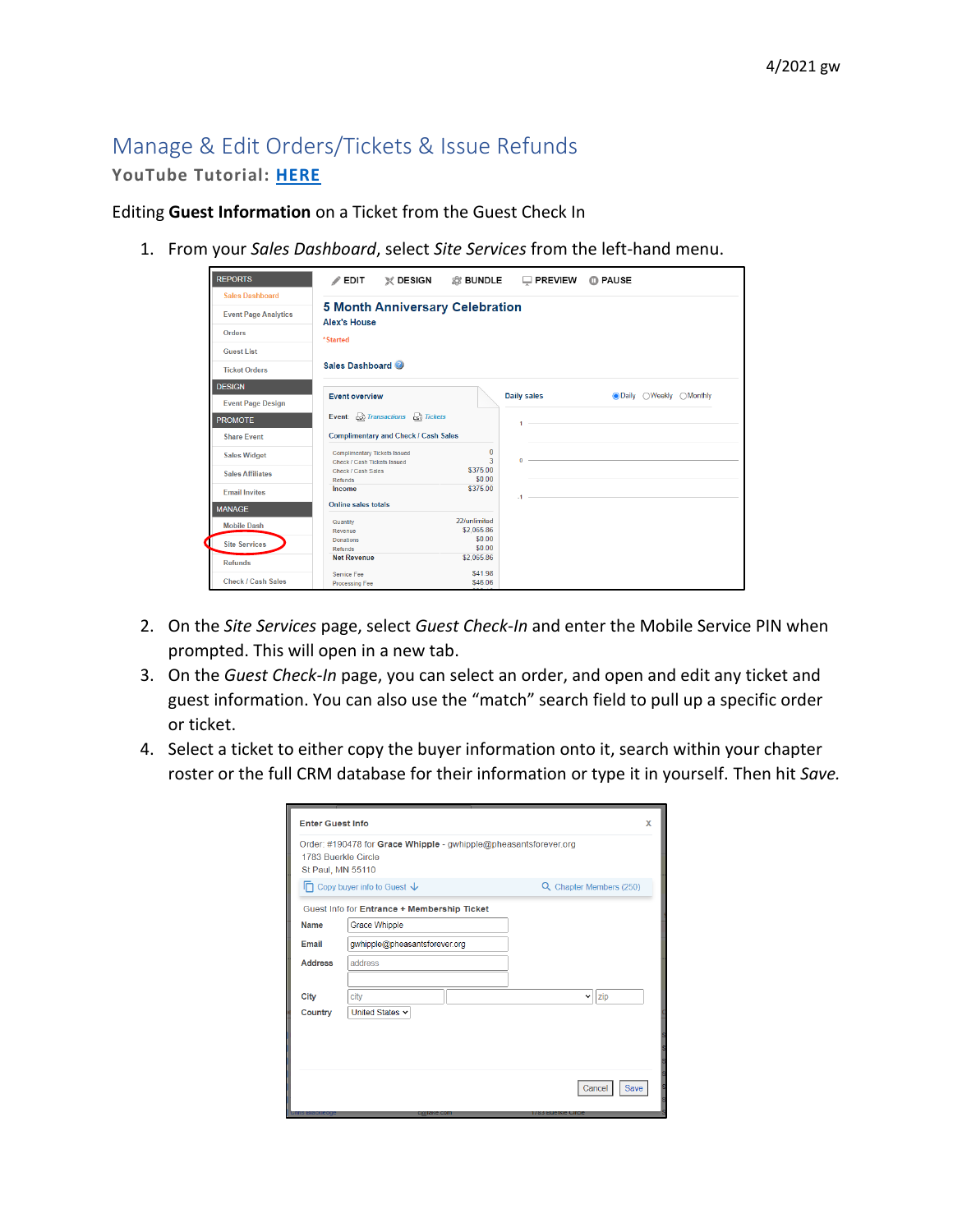4/2021 gw

# Manage & Edit Orders/Tickets & Issue Refunds

**YouTube Tutorial: HERE**

Editing **Guest Information** on a Ticket from the Guest Check In

1. From your *Sales Dashboard*, select *Site Services* from the left-hand menu.
2. On the *Site Services* page, select *Guest Check-In* and enter the Mobile Service PIN when prompted. This will open in a new tab.
3. On the *Guest Check-In* page, you can select an order, and open and edit any ticket and guest information. You can also use the "match" search field to pull up a specific order or ticket.
4. Select a ticket to either copy the buyer information onto it, search within your chapter roster or the full CRM database for their information or type it in yourself. Then hit *Save.*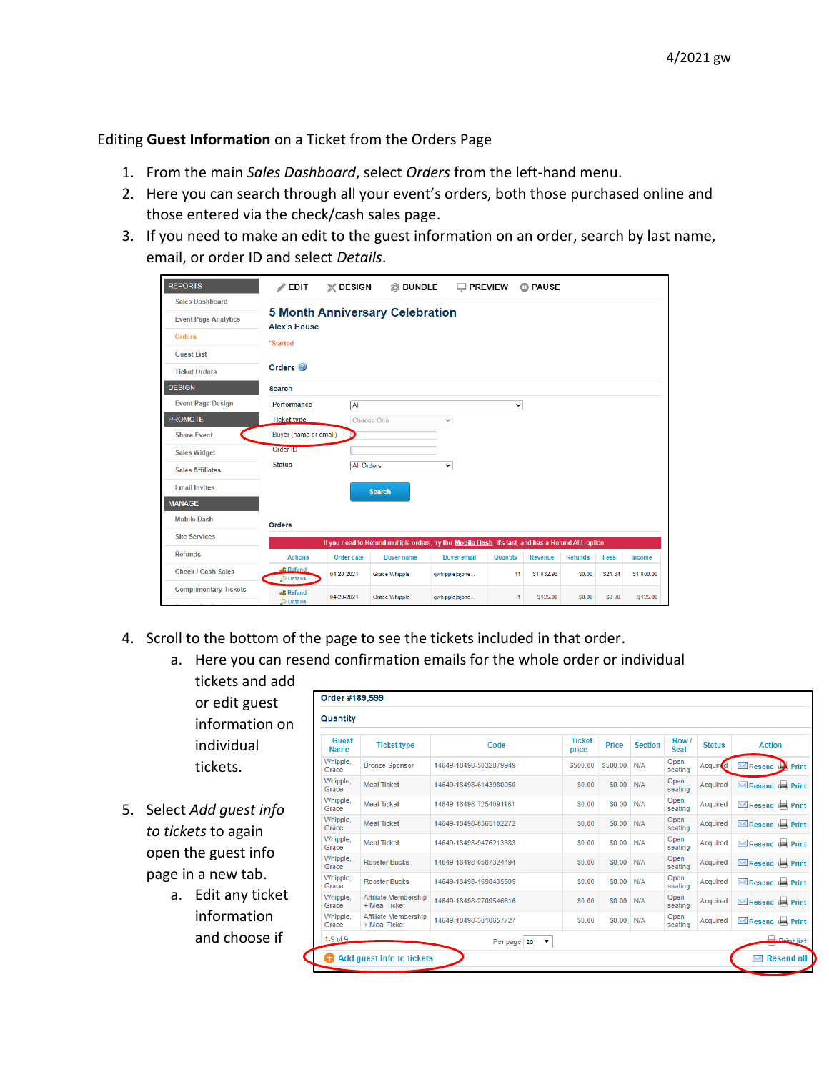Editing **Guest Information** on a Ticket from the Orders Page

1. From the main *Sales Dashboard*, select *Orders* from the left-hand menu.
2. Here you can search through all your event's orders, both those purchased online and those entered via the check/cash sales page.
3. If you need to make an edit to the guest information on an order, search by last name, email, or order ID and select *Details*.

4. Scroll to the bottom of the page to see the tickets included in that order.
   a. Here you can resend confirmation emails for the whole order or individual tickets and add or edit guest information on individual tickets.

5. Select *Add guest info to tickets* to again open the guest info page in a new tab.
   a. Edit any ticket information and choose if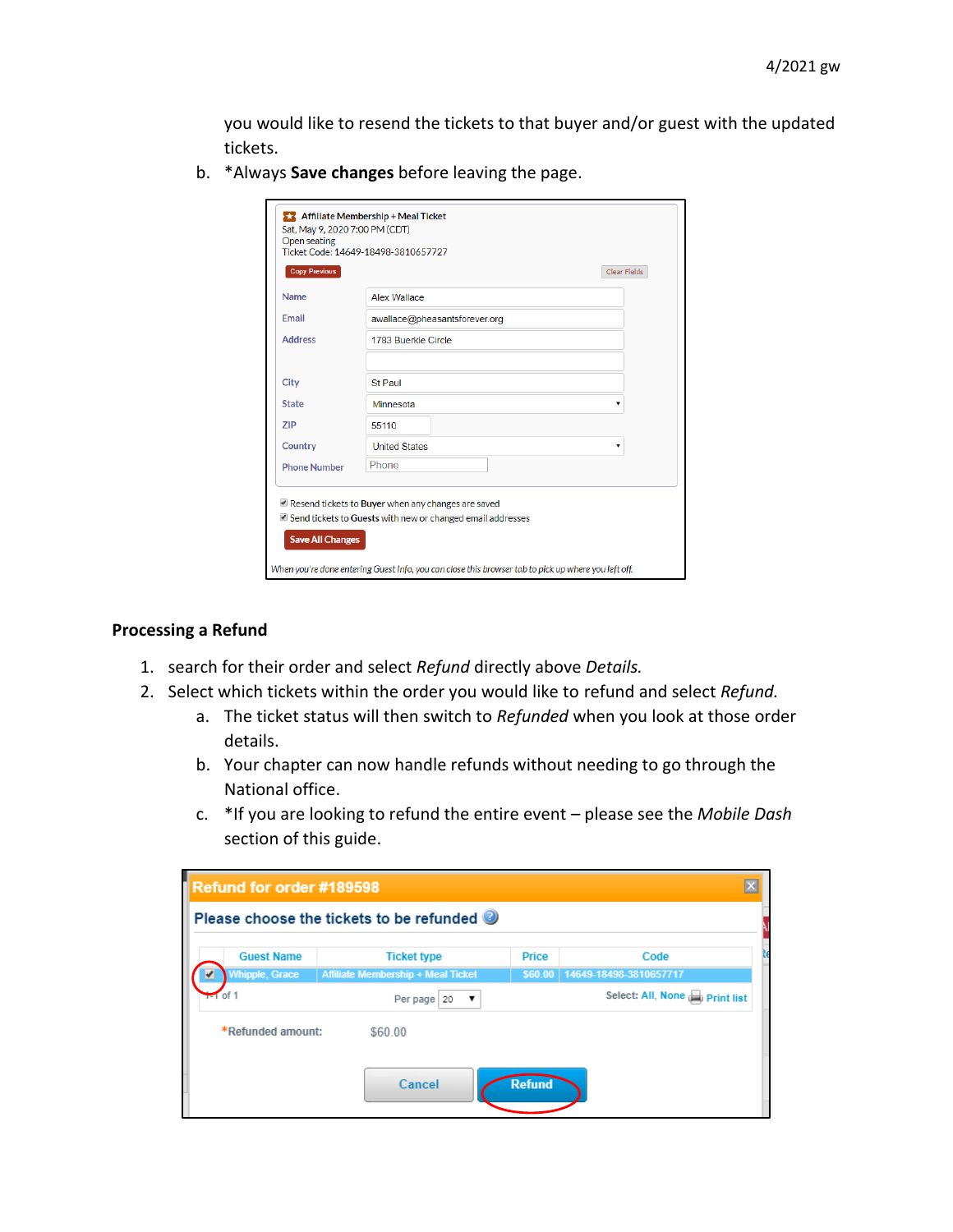you would like to resend the tickets to that buyer and/or guest with the updated tickets.

b. *Always **Save changes** before leaving the page.

## Processing a Refund

1. search for their order and select *Refund* directly above *Details.*
2. Select which tickets within the order you would like to refund and select *Refund.*
   a. The ticket status will then switch to *Refunded* when you look at those order details.
   b. Your chapter can now handle refunds without needing to go through the National office.
   c. *If you are looking to refund the entire event – please see the *Mobile Dash* section of this guide.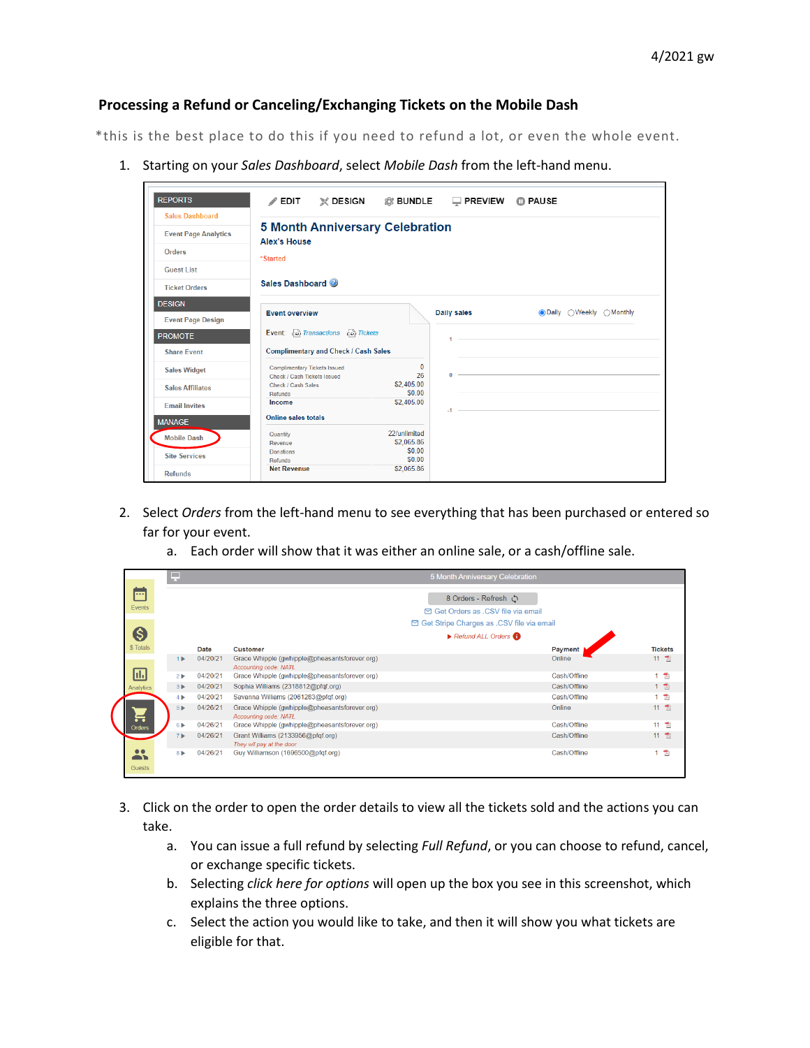4/2021 gw

## Processing a Refund or Canceling/Exchanging Tickets on the Mobile Dash

*this is the best place to do this if you need to refund a lot, or even the whole event.

1. Starting on your *Sales Dashboard*, select *Mobile Dash* from the left-hand menu.

2. Select *Orders* from the left-hand menu to see everything that has been purchased or entered so far for your event.
   a. Each order will show that it was either an online sale, or a cash/offline sale.

3. Click on the order to open the order details to view all the tickets sold and the actions you can take.
   a. You can issue a full refund by selecting *Full Refund*, or you can choose to refund, cancel, or exchange specific tickets.
   b. Selecting *click here for options* will open up the box you see in this screenshot, which explains the three options.
   c. Select the action you would like to take, and then it will show you what tickets are eligible for that.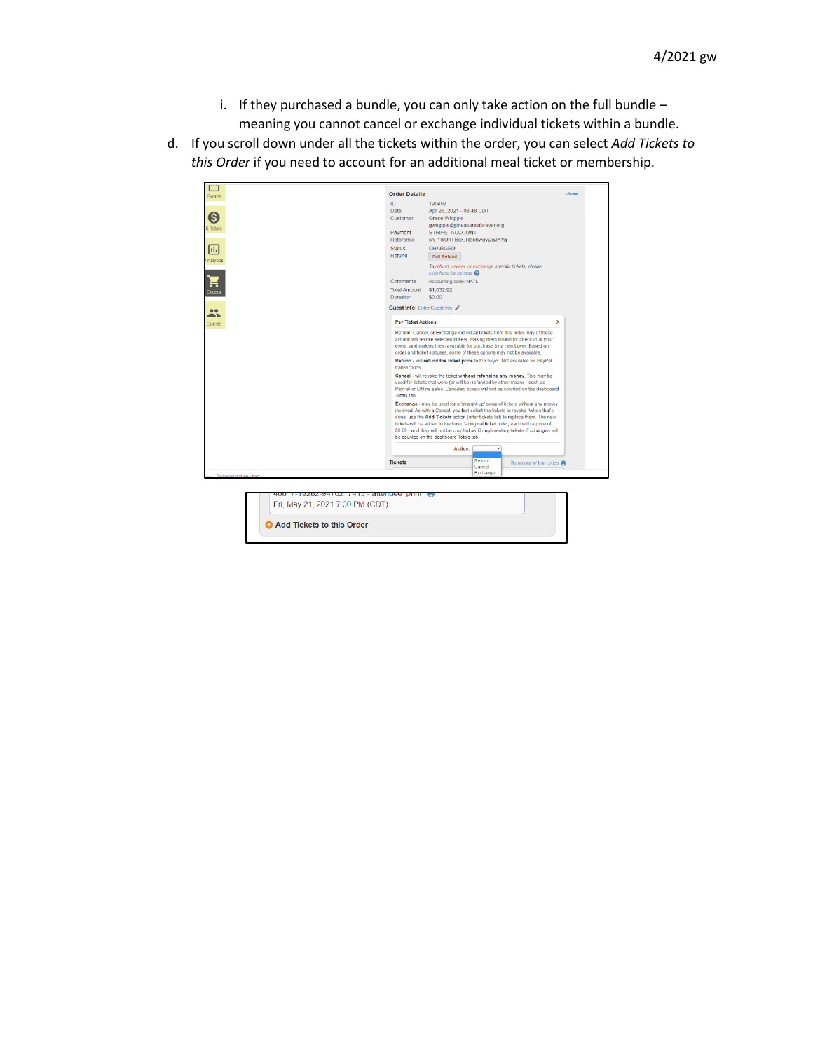i. If they purchased a bundle, you can only take action on the full bundle – meaning you cannot cancel or exchange individual tickets within a bundle.

d. If you scroll down under all the tickets within the order, you can select *Add Tickets to this Order* if you need to account for an additional meal ticket or membership.